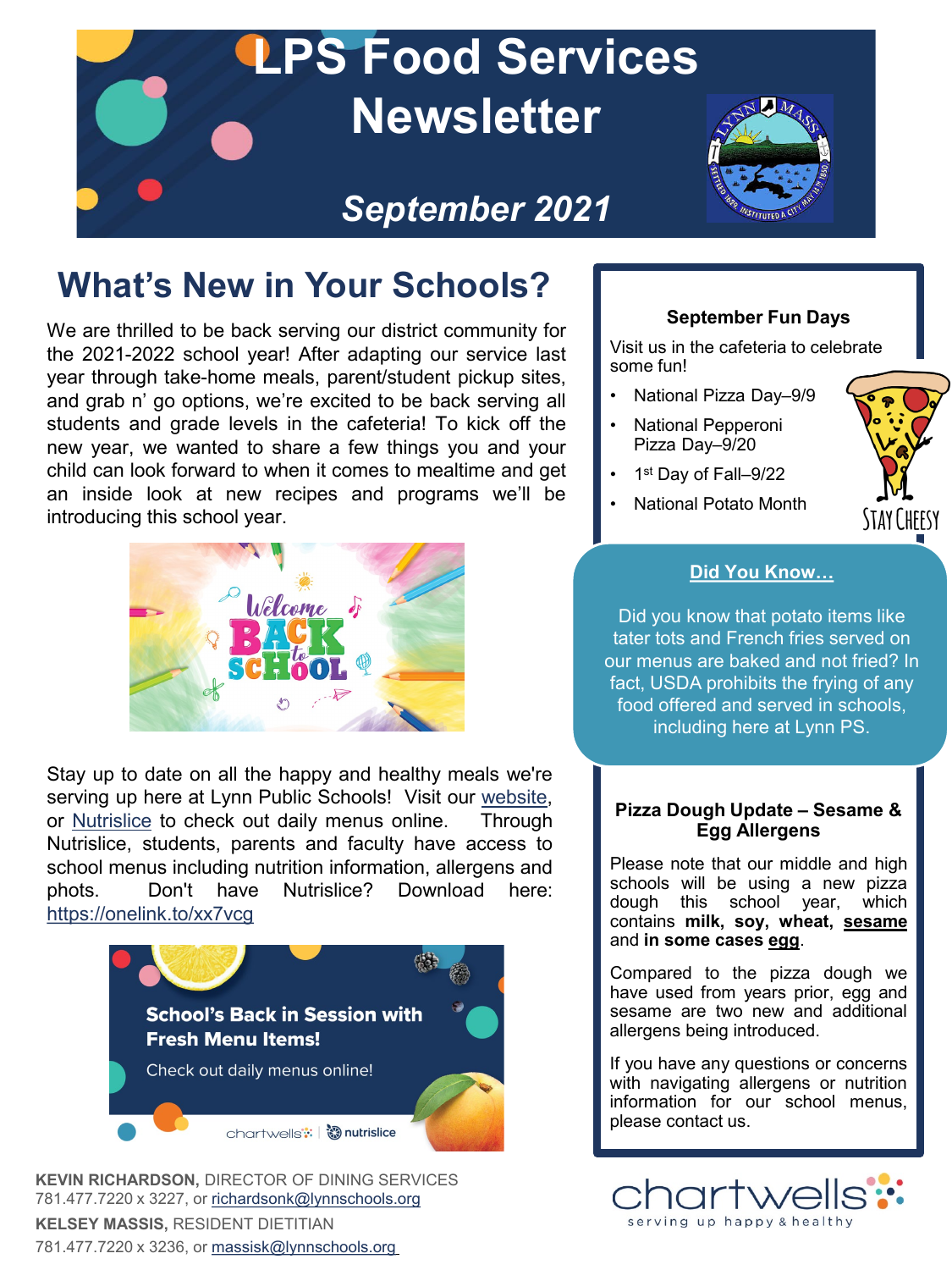# LPS Food Services Newsletter

## September 2021

## What's New in Your Schools?

We are thrilled to be back serving our district community for the 2021-2022 school year! After adapting our service last year through take-home meals, parent/student pickup sites, and grab n' go options, we're excited to be back serving all students and grade levels in the cafeteria! To kick off the new year, we wanted to share a few things you and your child can look forward to when it comes to mealtime and get an inside look at new recipes and programs we'll be introducing this school year.

Stay up to date on all the happy and healthy meals we're serving up here at Lynn Public Schools! Visit our website, or Nutrislice to check out daily menus online. Through Nutrislice, students, parents and faculty have access to school menus including nutrition information, allergens and phots. Don't have Nutrislice? Download here: https://onelink.to/xx7vcg

**School's Back in Session with Fresh Menu Items!**

Check out daily menus online!

**KEVIN RICHARDSON,** DIRECTOR OF DINING SERVICES
781.477.7220 x 3227, or richardsonk@lynnschools.org

**KELSEY MASSIS,** RESIDENT DIETITIAN
781.477.7220 x 3236, or massisk@lynnschools.org

### September Fun Days

Visit us in the cafeteria to celebrate some fun!

- National Pizza Day–9/9
- National Pepperoni Pizza Day–9/20
- 1st Day of Fall–9/22
- National Potato Month

STAY CHEESY

### Did You Know…

Did you know that potato items like tater tots and French fries served on our menus are baked and not fried? In fact, USDA prohibits the frying of any food offered and served in schools, including here at Lynn PS.

### Pizza Dough Update – Sesame & Egg Allergens

Please note that our middle and high schools will be using a new pizza dough this school year, which contains **milk, soy, wheat, sesame** and **in some cases egg**.

Compared to the pizza dough we have used from years prior, egg and sesame are two new and additional allergens being introduced.

If you have any questions or concerns with navigating allergens or nutrition information for our school menus, please contact us.

chartwells — serving up happy & healthy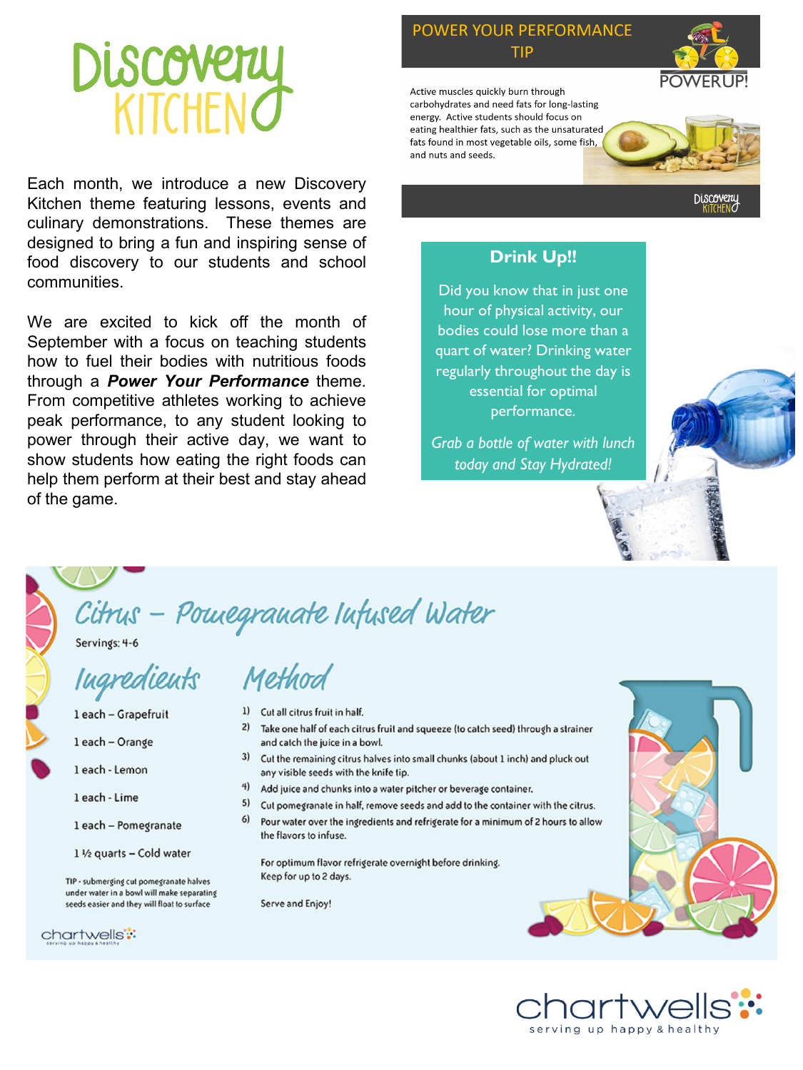# Discovery KITCHEN

Each month, we introduce a new Discovery Kitchen theme featuring lessons, events and culinary demonstrations. These themes are designed to bring a fun and inspiring sense of food discovery to our students and school communities.

We are excited to kick off the month of September with a focus on teaching students how to fuel their bodies with nutritious foods through a ***Power Your Performance*** theme. From competitive athletes working to achieve peak performance, to any student looking to power through their active day, we want to show students how eating the right foods can help them perform at their best and stay ahead of the game.

## POWER YOUR PERFORMANCE TIP

POWERUP!

Active muscles quickly burn through carbohydrates and need fats for long-lasting energy. Active students should focus on eating healthier fats, such as the unsaturated fats found in most vegetable oils, some fish, and nuts and seeds.

Discovery KITCHEN

## Drink Up!!

Did you know that in just one hour of physical activity, our bodies could lose more than a quart of water? Drinking water regularly throughout the day is essential for optimal performance.

*Grab a bottle of water with lunch today and Stay Hydrated!*

## Citrus – Pomegranate Infused Water

Servings: 4-6

### Ingredients

- 1 each – Grapefruit
- 1 each – Orange
- 1 each - Lemon
- 1 each - Lime
- 1 each – Pomegranate
- 1 ½ quarts – Cold water

TIP - submerging cut pomegranate halves under water in a bowl will make separating seeds easier and they will float to surface

### Method

1) Cut all citrus fruit in half.
2) Take one half of each citrus fruit and squeeze (to catch seed) through a strainer and catch the juice in a bowl.
3) Cut the remaining citrus halves into small chunks (about 1 inch) and pluck out any visible seeds with the knife tip.
4) Add juice and chunks into a water pitcher or beverage container.
5) Cut pomegranate in half, remove seeds and add to the container with the citrus.
6) Pour water over the ingredients and refrigerate for a minimum of 2 hours to allow the flavors to infuse.

For optimum flavor refrigerate overnight before drinking.
Keep for up to 2 days.

Serve and Enjoy!

chartwells
serving up happy & healthy